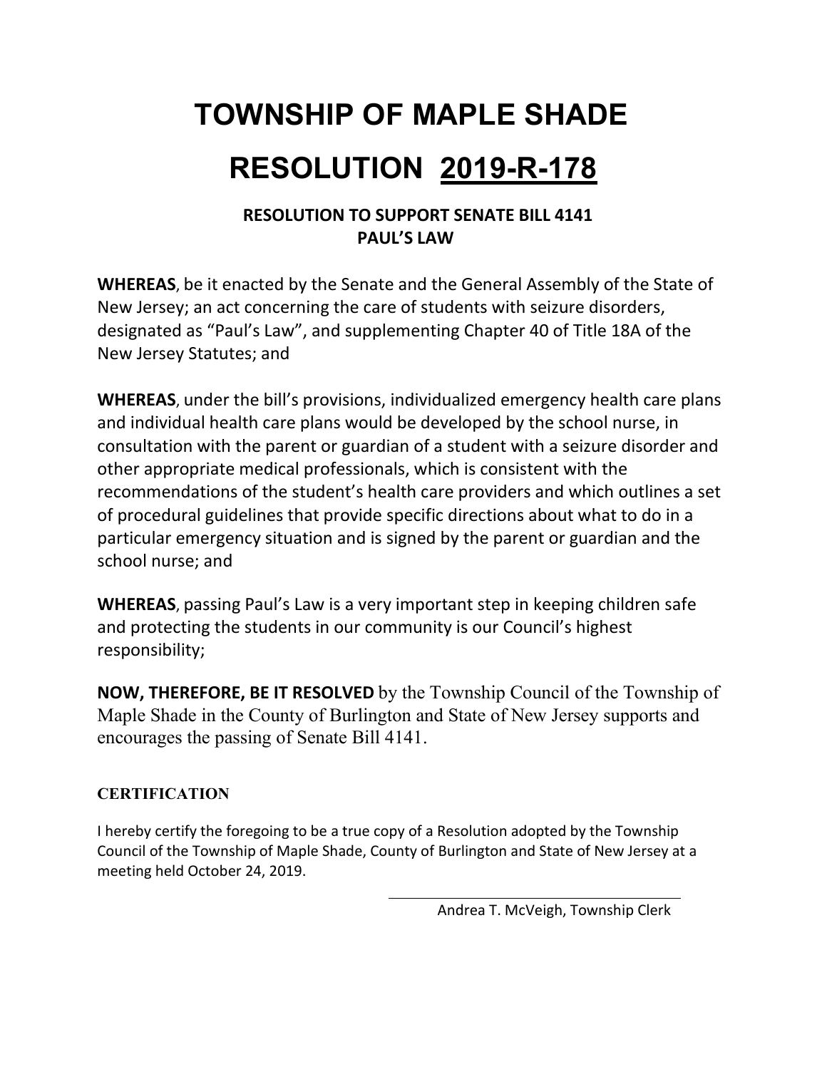# TOWNSHIP OF MAPLE SHADE

# RESOLUTION 2019-R-178

### RESOLUTION TO SUPPORT SENATE BILL 4141
### PAUL'S LAW

**WHEREAS**, be it enacted by the Senate and the General Assembly of the State of New Jersey; an act concerning the care of students with seizure disorders, designated as "Paul's Law", and supplementing Chapter 40 of Title 18A of the New Jersey Statutes; and

**WHEREAS**, under the bill's provisions, individualized emergency health care plans and individual health care plans would be developed by the school nurse, in consultation with the parent or guardian of a student with a seizure disorder and other appropriate medical professionals, which is consistent with the recommendations of the student's health care providers and which outlines a set of procedural guidelines that provide specific directions about what to do in a particular emergency situation and is signed by the parent or guardian and the school nurse; and

**WHEREAS**, passing Paul's Law is a very important step in keeping children safe and protecting the students in our community is our Council's highest responsibility;

**NOW, THEREFORE, BE IT RESOLVED** by the Township Council of the Township of Maple Shade in the County of Burlington and State of New Jersey supports and encourages the passing of Senate Bill 4141.

**CERTIFICATION**

I hereby certify the foregoing to be a true copy of a Resolution adopted by the Township Council of the Township of Maple Shade, County of Burlington and State of New Jersey at a meeting held October 24, 2019.

Andrea T. McVeigh, Township Clerk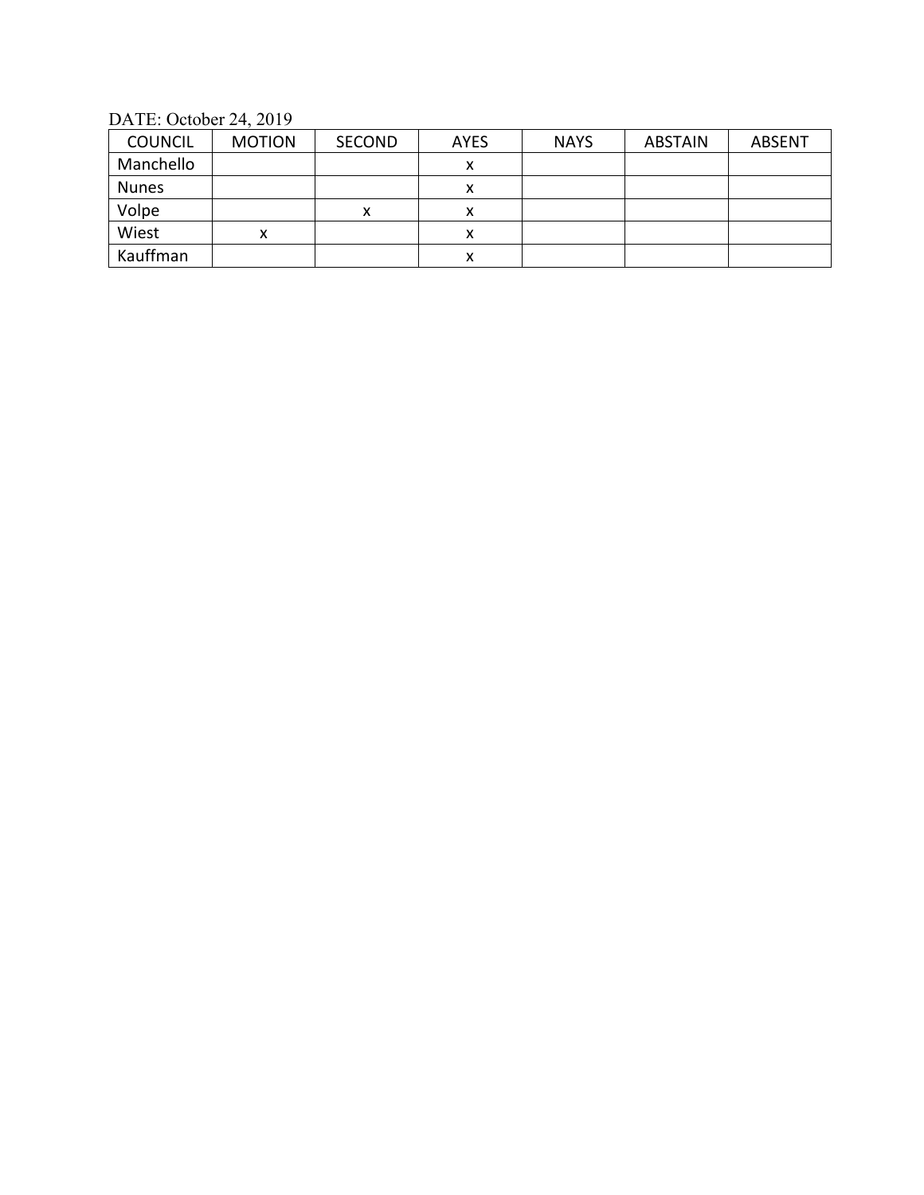DATE: October 24, 2019

| COUNCIL | MOTION | SECOND | AYES | NAYS | ABSTAIN | ABSENT |
|---|---|---|---|---|---|---|
| Manchello | | | x | | | |
| Nunes | | | x | | | |
| Volpe | | x | x | | | |
| Wiest | x | | x | | | |
| Kauffman | | | x | | | |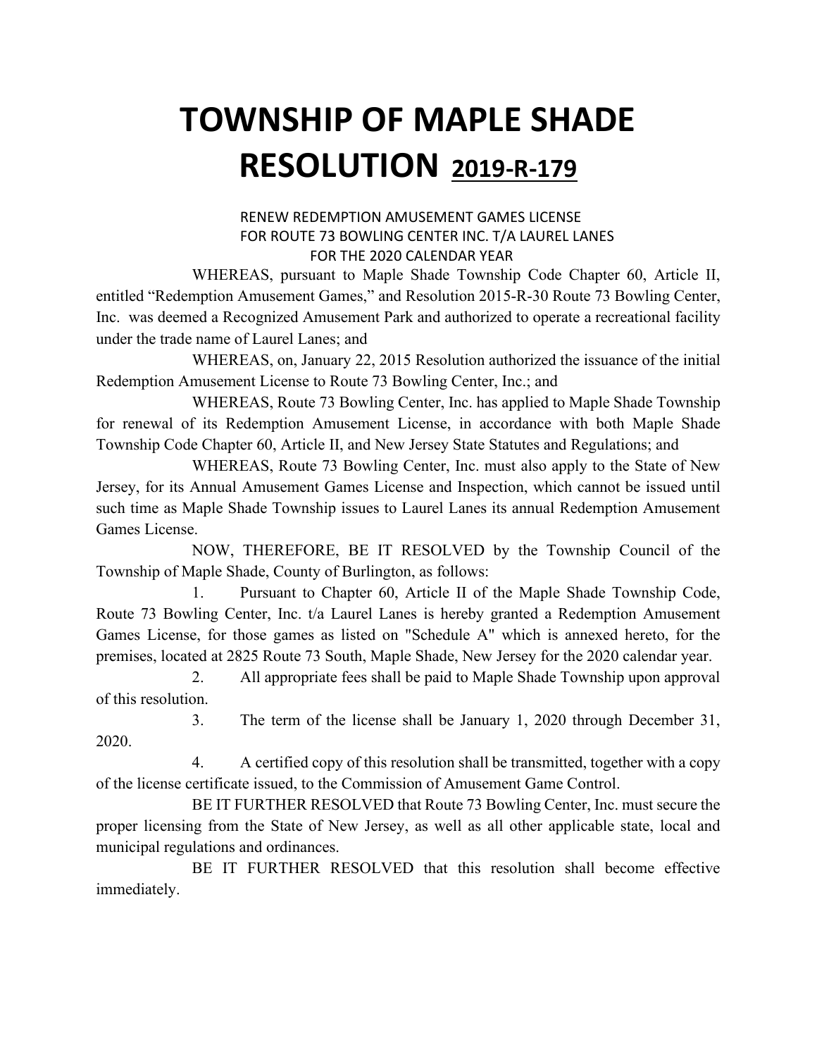# TOWNSHIP OF MAPLE SHADE
# RESOLUTION 2019-R-179

RENEW REDEMPTION AMUSEMENT GAMES LICENSE
FOR ROUTE 73 BOWLING CENTER INC. T/A LAUREL LANES
FOR THE 2020 CALENDAR YEAR

WHEREAS, pursuant to Maple Shade Township Code Chapter 60, Article II, entitled "Redemption Amusement Games," and Resolution 2015-R-30 Route 73 Bowling Center, Inc. was deemed a Recognized Amusement Park and authorized to operate a recreational facility under the trade name of Laurel Lanes; and

WHEREAS, on, January 22, 2015 Resolution authorized the issuance of the initial Redemption Amusement License to Route 73 Bowling Center, Inc.; and

WHEREAS, Route 73 Bowling Center, Inc. has applied to Maple Shade Township for renewal of its Redemption Amusement License, in accordance with both Maple Shade Township Code Chapter 60, Article II, and New Jersey State Statutes and Regulations; and

WHEREAS, Route 73 Bowling Center, Inc. must also apply to the State of New Jersey, for its Annual Amusement Games License and Inspection, which cannot be issued until such time as Maple Shade Township issues to Laurel Lanes its annual Redemption Amusement Games License.

NOW, THEREFORE, BE IT RESOLVED by the Township Council of the Township of Maple Shade, County of Burlington, as follows:

1. Pursuant to Chapter 60, Article II of the Maple Shade Township Code, Route 73 Bowling Center, Inc. t/a Laurel Lanes is hereby granted a Redemption Amusement Games License, for those games as listed on "Schedule A" which is annexed hereto, for the premises, located at 2825 Route 73 South, Maple Shade, New Jersey for the 2020 calendar year.

2. All appropriate fees shall be paid to Maple Shade Township upon approval of this resolution.

3. The term of the license shall be January 1, 2020 through December 31, 2020.

4. A certified copy of this resolution shall be transmitted, together with a copy of the license certificate issued, to the Commission of Amusement Game Control.

BE IT FURTHER RESOLVED that Route 73 Bowling Center, Inc. must secure the proper licensing from the State of New Jersey, as well as all other applicable state, local and municipal regulations and ordinances.

BE IT FURTHER RESOLVED that this resolution shall become effective immediately.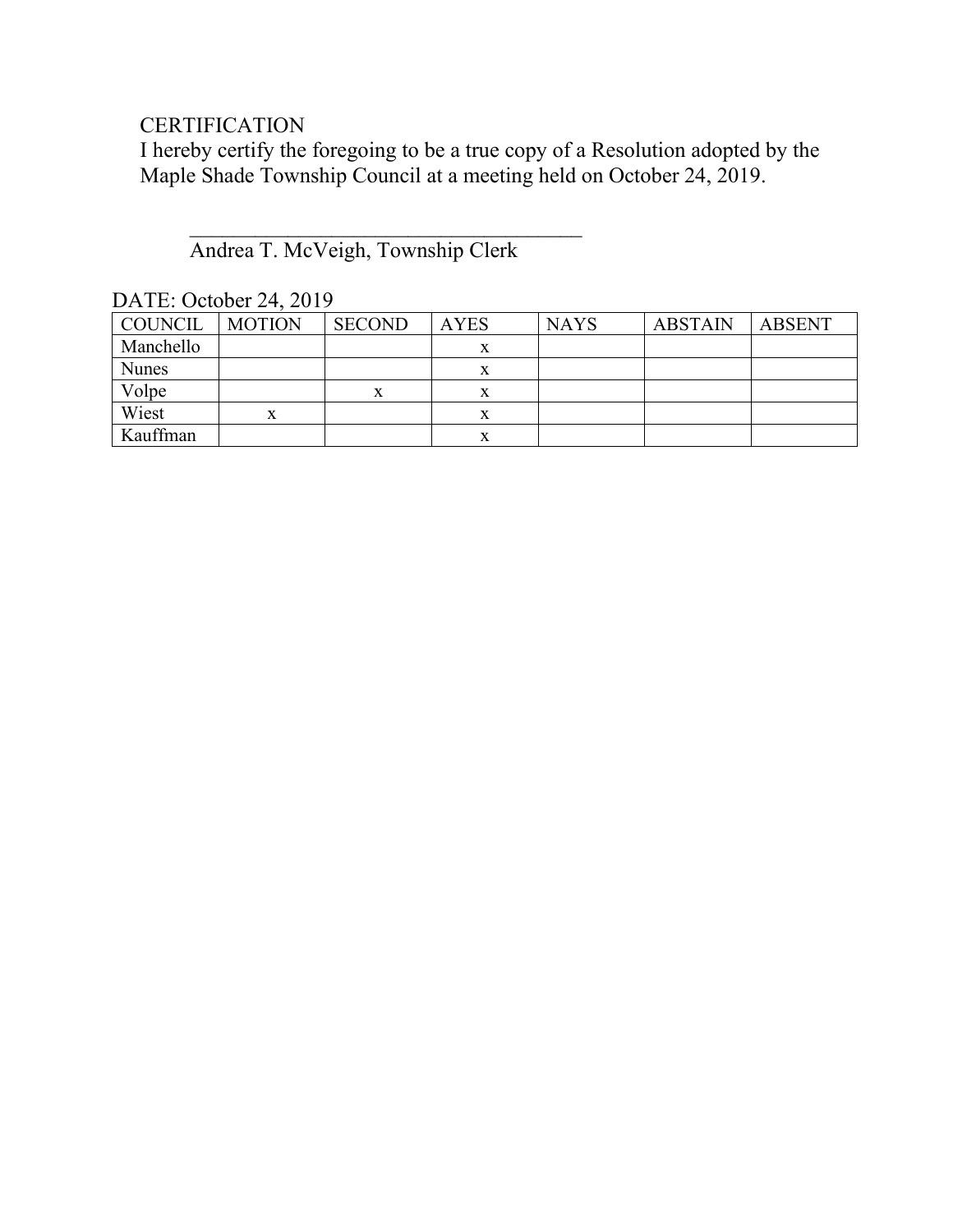CERTIFICATION

I hereby certify the foregoing to be a true copy of a Resolution adopted by the Maple Shade Township Council at a meeting held on October 24, 2019.

______________________________________
Andrea T. McVeigh, Township Clerk

DATE: October 24, 2019

| COUNCIL | MOTION | SECOND | AYES | NAYS | ABSTAIN | ABSENT |
|---|---|---|---|---|---|---|
| Manchello | | | x | | | |
| Nunes | | | x | | | |
| Volpe | | x | x | | | |
| Wiest | x | | x | | | |
| Kauffman | | | x | | | |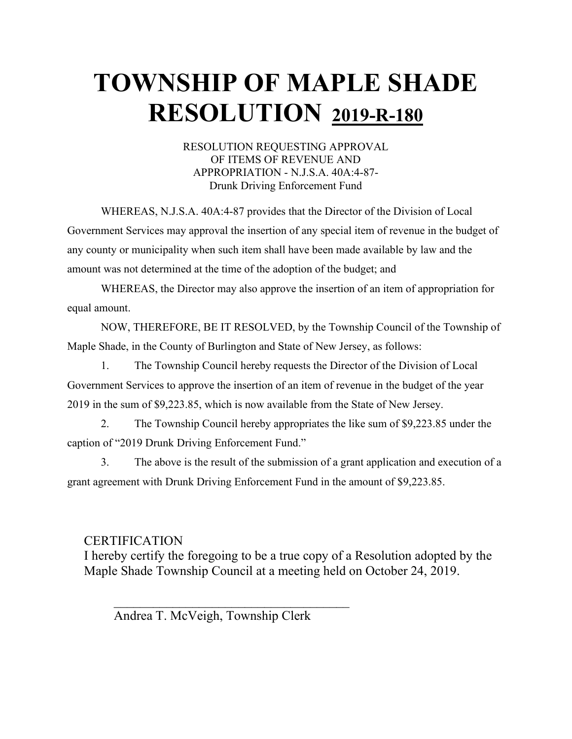# TOWNSHIP OF MAPLE SHADE RESOLUTION <u>2019-R-180</u>

RESOLUTION REQUESTING APPROVAL
OF ITEMS OF REVENUE AND
APPROPRIATION - N.J.S.A. 40A:4-87-
Drunk Driving Enforcement Fund

WHEREAS, N.J.S.A. 40A:4-87 provides that the Director of the Division of Local Government Services may approval the insertion of any special item of revenue in the budget of any county or municipality when such item shall have been made available by law and the amount was not determined at the time of the adoption of the budget; and

WHEREAS, the Director may also approve the insertion of an item of appropriation for equal amount.

NOW, THEREFORE, BE IT RESOLVED, by the Township Council of the Township of Maple Shade, in the County of Burlington and State of New Jersey, as follows:

1. The Township Council hereby requests the Director of the Division of Local Government Services to approve the insertion of an item of revenue in the budget of the year 2019 in the sum of $9,223.85, which is now available from the State of New Jersey.

2. The Township Council hereby appropriates the like sum of $9,223.85 under the caption of "2019 Drunk Driving Enforcement Fund."

3. The above is the result of the submission of a grant application and execution of a grant agreement with Drunk Driving Enforcement Fund in the amount of $9,223.85.

CERTIFICATION

I hereby certify the foregoing to be a true copy of a Resolution adopted by the Maple Shade Township Council at a meeting held on October 24, 2019.

\_\_\_\_\_\_\_\_\_\_\_\_\_\_\_\_\_\_\_\_\_\_\_\_\_\_\_\_\_\_\_\_\_\_\_\_\_\_

Andrea T. McVeigh, Township Clerk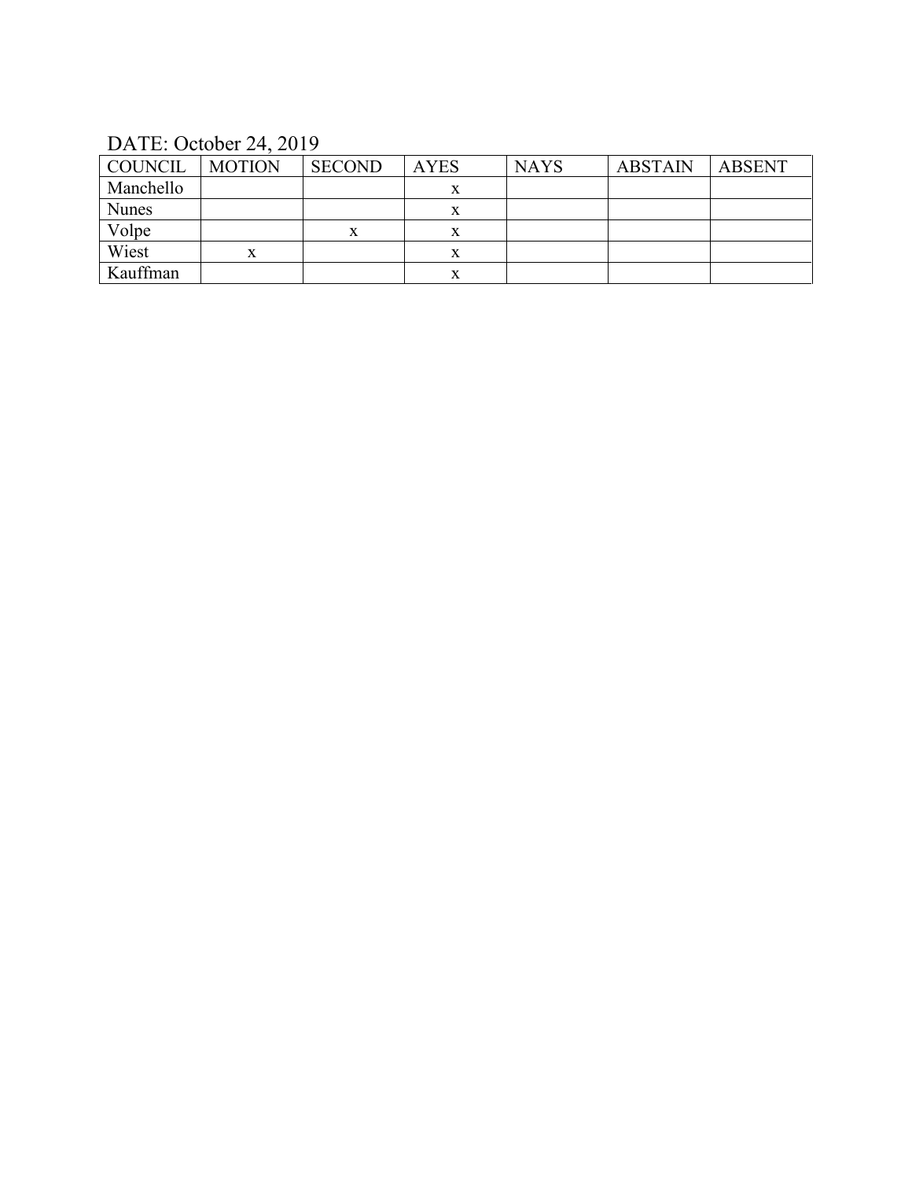DATE: October 24, 2019

| COUNCIL | MOTION | SECOND | AYES | NAYS | ABSTAIN | ABSENT |
|---|---|---|---|---|---|---|
| Manchello | | | x | | | |
| Nunes | | | x | | | |
| Volpe | | x | x | | | |
| Wiest | x | | x | | | |
| Kauffman | | | x | | | |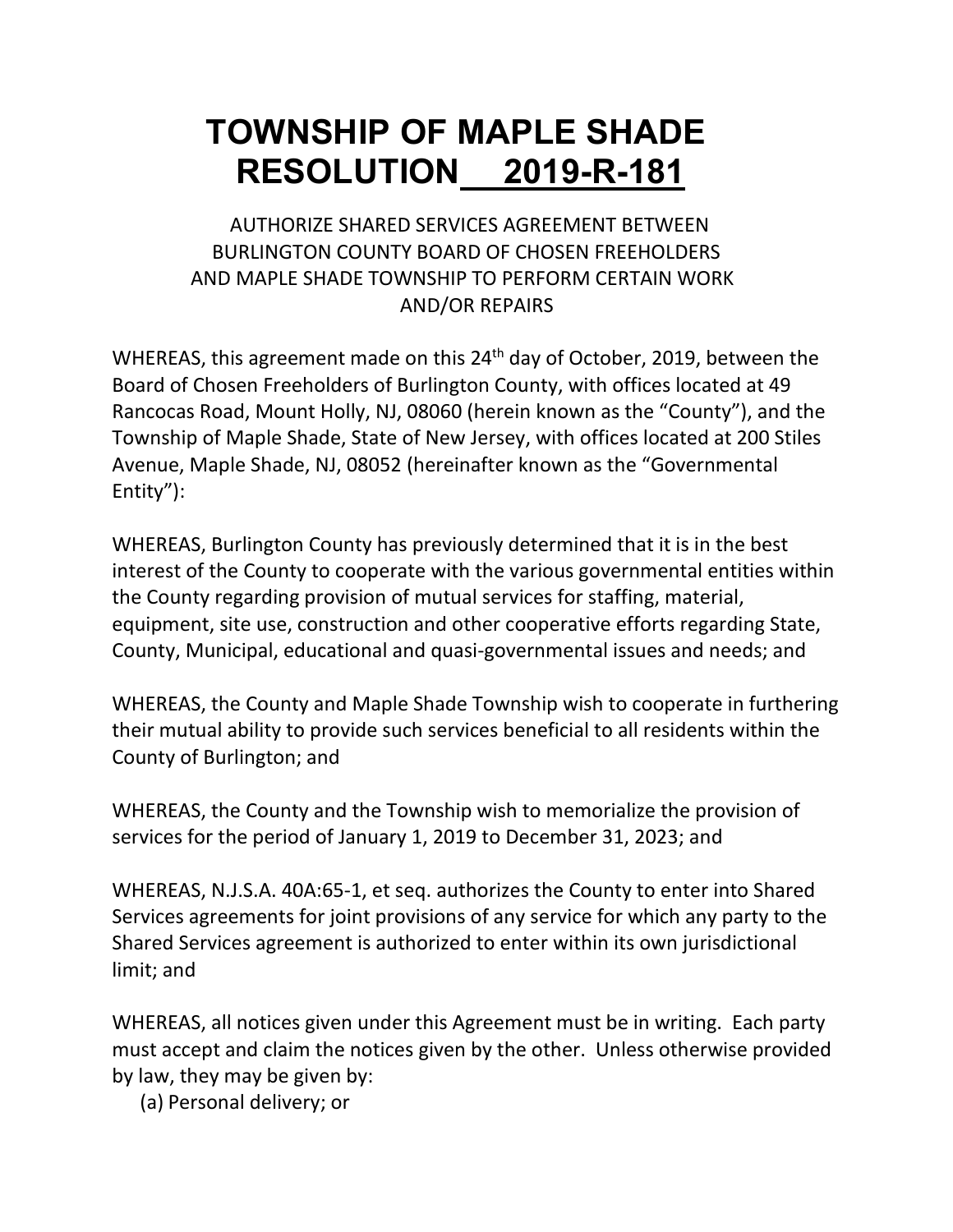# TOWNSHIP OF MAPLE SHADE RESOLUTION 2019-R-181

AUTHORIZE SHARED SERVICES AGREEMENT BETWEEN BURLINGTON COUNTY BOARD OF CHOSEN FREEHOLDERS AND MAPLE SHADE TOWNSHIP TO PERFORM CERTAIN WORK AND/OR REPAIRS

WHEREAS, this agreement made on this 24th day of October, 2019, between the Board of Chosen Freeholders of Burlington County, with offices located at 49 Rancocas Road, Mount Holly, NJ, 08060 (herein known as the "County"), and the Township of Maple Shade, State of New Jersey, with offices located at 200 Stiles Avenue, Maple Shade, NJ, 08052 (hereinafter known as the "Governmental Entity"):

WHEREAS, Burlington County has previously determined that it is in the best interest of the County to cooperate with the various governmental entities within the County regarding provision of mutual services for staffing, material, equipment, site use, construction and other cooperative efforts regarding State, County, Municipal, educational and quasi-governmental issues and needs; and

WHEREAS, the County and Maple Shade Township wish to cooperate in furthering their mutual ability to provide such services beneficial to all residents within the County of Burlington; and

WHEREAS, the County and the Township wish to memorialize the provision of services for the period of January 1, 2019 to December 31, 2023; and

WHEREAS, N.J.S.A. 40A:65-1, et seq. authorizes the County to enter into Shared Services agreements for joint provisions of any service for which any party to the Shared Services agreement is authorized to enter within its own jurisdictional limit; and

WHEREAS, all notices given under this Agreement must be in writing. Each party must accept and claim the notices given by the other. Unless otherwise provided by law, they may be given by:

(a) Personal delivery; or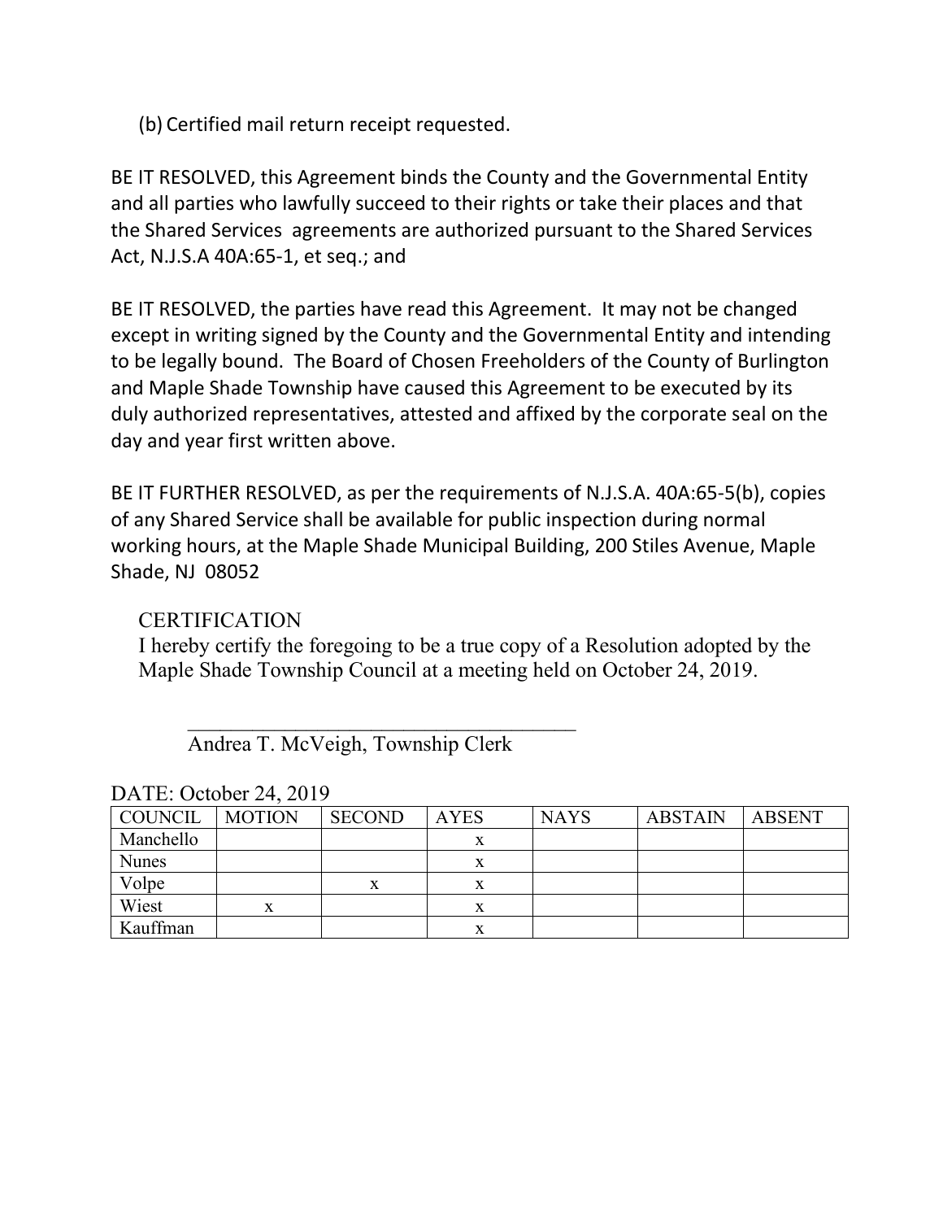(b) Certified mail return receipt requested.

BE IT RESOLVED, this Agreement binds the County and the Governmental Entity and all parties who lawfully succeed to their rights or take their places and that the Shared Services agreements are authorized pursuant to the Shared Services Act, N.J.S.A 40A:65-1, et seq.; and

BE IT RESOLVED, the parties have read this Agreement. It may not be changed except in writing signed by the County and the Governmental Entity and intending to be legally bound. The Board of Chosen Freeholders of the County of Burlington and Maple Shade Township have caused this Agreement to be executed by its duly authorized representatives, attested and affixed by the corporate seal on the day and year first written above.

BE IT FURTHER RESOLVED, as per the requirements of N.J.S.A. 40A:65-5(b), copies of any Shared Service shall be available for public inspection during normal working hours, at the Maple Shade Municipal Building, 200 Stiles Avenue, Maple Shade, NJ 08052

CERTIFICATION

I hereby certify the foregoing to be a true copy of a Resolution adopted by the Maple Shade Township Council at a meeting held on October 24, 2019.

\_\_\_\_\_\_\_\_\_\_\_\_\_\_\_\_\_\_\_\_\_\_\_\_\_\_\_\_\_\_\_\_\_\_\_\_\_

Andrea T. McVeigh, Township Clerk

DATE: October 24, 2019

| COUNCIL | MOTION | SECOND | AYES | NAYS | ABSTAIN | ABSENT |
|---|---|---|---|---|---|---|
| Manchello | | | x | | | |
| Nunes | | | x | | | |
| Volpe | | x | x | | | |
| Wiest | x | | x | | | |
| Kauffman | | | x | | | |